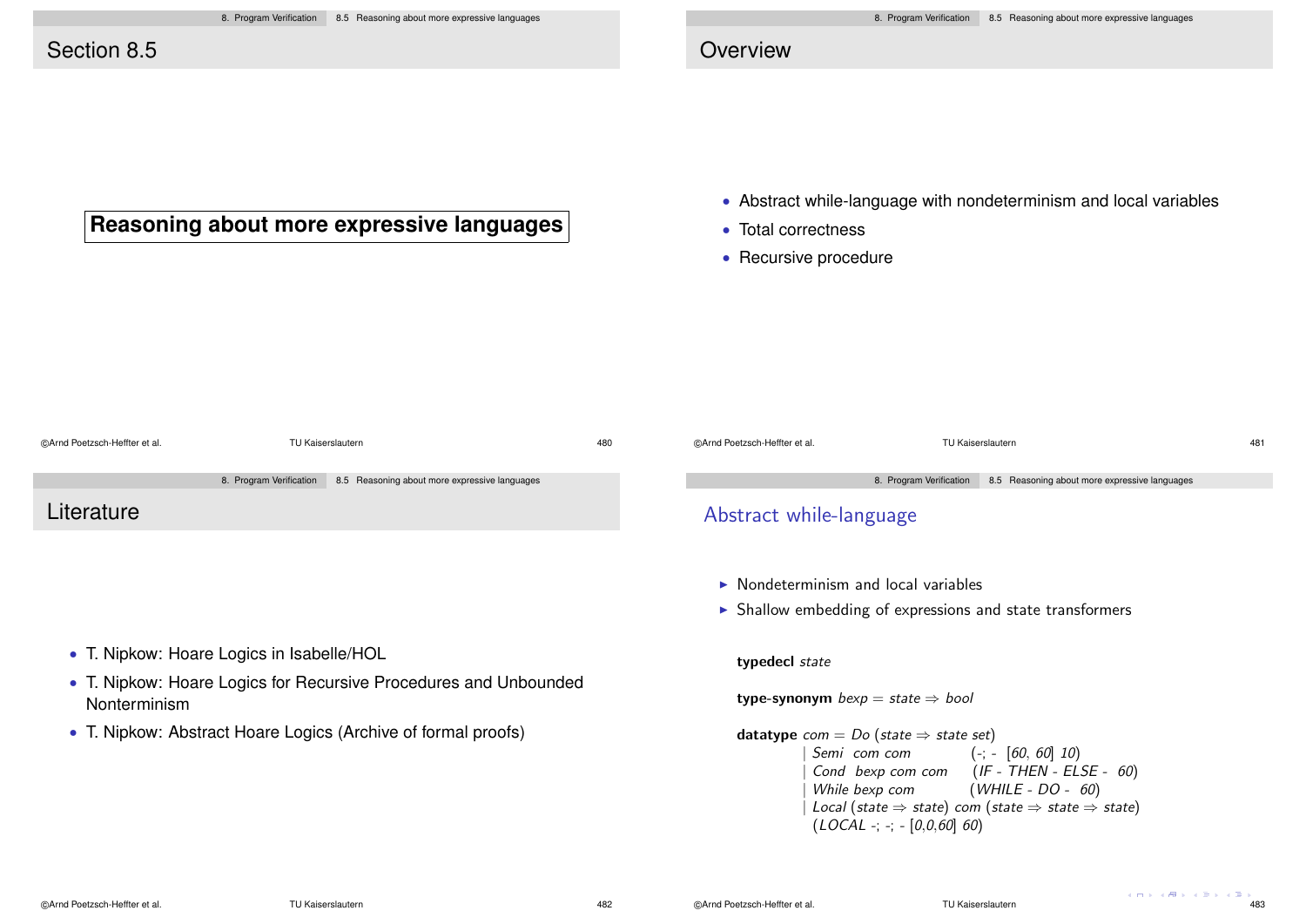# Section 8.5

**Reasoning about more expressive languages**

## Overview

- Abstract while-language with nondeterminism and local variables
- Total correctness
- Recursive procedure

## Literature

- T. Nipkow: Hoare Logics in Isabelle/HOL
- T. Nipkow: Hoare Logics for Recursive Procedures and Unbounded Nonterminism
- T. Nipkow: Abstract Hoare Logics (Archive of formal proofs)

## Abstract while-language

- Nondeterminism and local variables
- Shallow embedding of expressions and state transformers

```
typedecl state

type-synonym bexp = state ⇒ bool

datatype com = Do (state ⇒ state set)
            | Semi  com com           (-; -  [60, 60] 10)
            | Cond  bexp com com      (IF - THEN - ELSE -  60)
            | While bexp com          (WHILE - DO -  60)
            | Local (state ⇒ state) com (state ⇒ state ⇒ state)
              (LOCAL -; -; - [0,0,60] 60)
```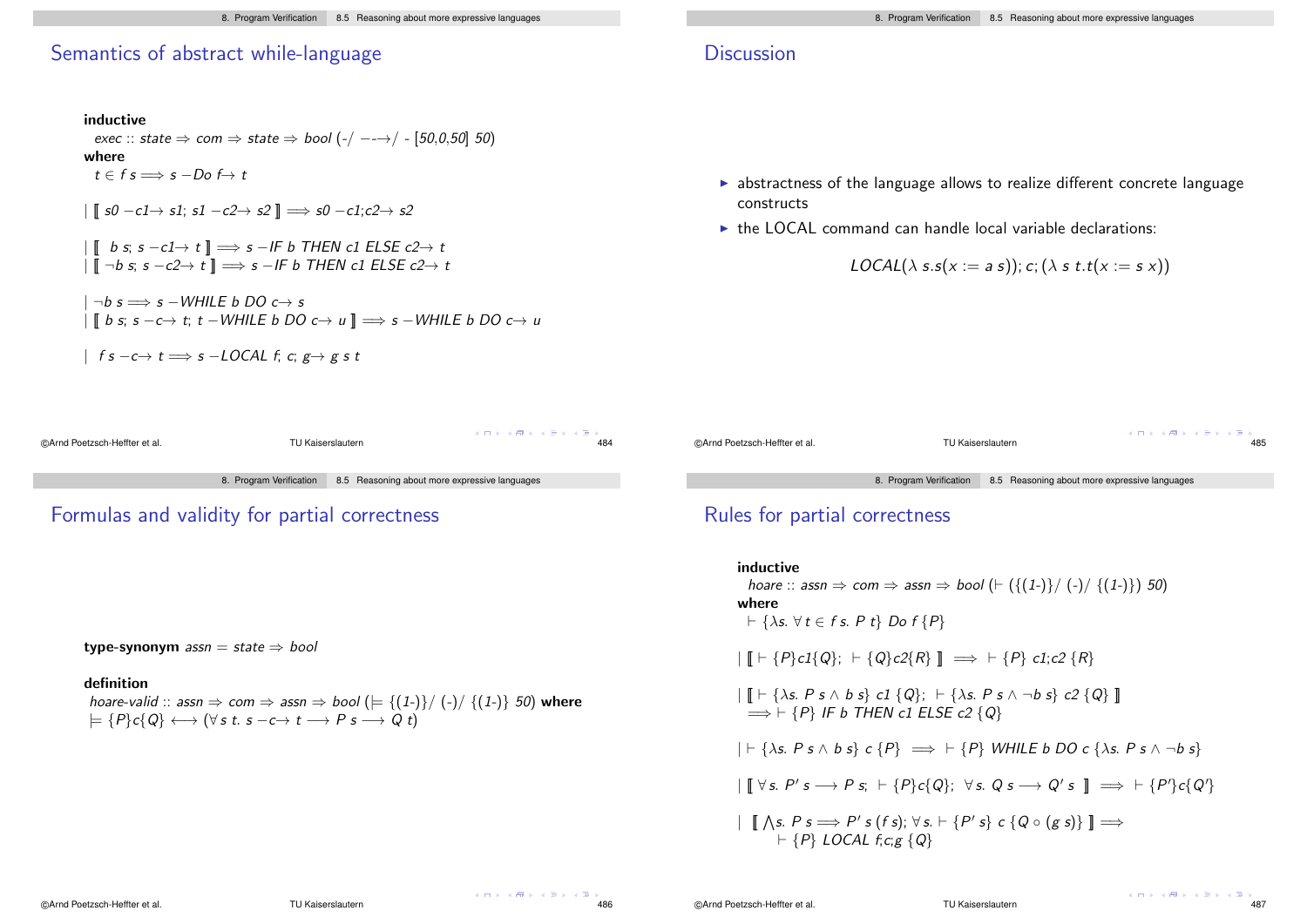## Semantics of abstract while-language

```
inductive
  exec :: state ⇒ com ⇒ state ⇒ bool (-/ −-→/ - [50,0,50] 50)
where
  t ∈ f s ⟹ s −Do f→ t

| ⟦ s0 −c1→ s1; s1 −c2→ s2 ⟧ ⟹ s0 −c1;c2→ s2

| ⟦  b s; s −c1→ t ⟧ ⟹ s −IF b THEN c1 ELSE c2→ t
| ⟦ ¬b s; s −c2→ t ⟧ ⟹ s −IF b THEN c1 ELSE c2→ t

| ¬b s ⟹ s −WHILE b DO c→ s
| ⟦ b s; s −c→ t; t −WHILE b DO c→ u ⟧ ⟹ s −WHILE b DO c→ u

|  f s −c→ t ⟹ s −LOCAL f; c; g→ g s t
```

## Discussion

- abstractness of the language allows to realize different concrete language constructs
- the LOCAL command can handle local variable declarations:

$$LOCAL(\lambda\, s.s(x := a\ s)); c; (\lambda\ s\ t.t(x := s\ x))$$

## Formulas and validity for partial correctness

```
type-synonym assn = state ⇒ bool

definition
  hoare-valid :: assn ⇒ com ⇒ assn ⇒ bool (⊨ {(1-)}/ (-)/ {(1-)} 50) where
  ⊨ {P}c{Q} ⟷ (∀ s t. s −c→ t ⟶ P s ⟶ Q t)
```

## Rules for partial correctness

```
inductive
  hoare :: assn ⇒ com ⇒ assn ⇒ bool (⊢ ({(1-)}/ (-)/ {(1-)}) 50)
where
  ⊢ {λs. ∀ t ∈ f s. P t} Do f {P}

| ⟦ ⊢ {P}c1{Q}; ⊢ {Q}c2{R} ⟧ ⟹ ⊢ {P} c1;c2 {R}

| ⟦ ⊢ {λs. P s ∧ b s} c1 {Q}; ⊢ {λs. P s ∧ ¬b s} c2 {Q} ⟧
    ⟹ ⊢ {P} IF b THEN c1 ELSE c2 {Q}

| ⊢ {λs. P s ∧ b s} c {P} ⟹ ⊢ {P} WHILE b DO c {λs. P s ∧ ¬b s}

| ⟦ ∀ s. P' s ⟶ P s; ⊢ {P}c{Q}; ∀ s. Q s ⟶ Q' s ⟧ ⟹ ⊢ {P'}c{Q'}

| ⟦ ⋀s. P s ⟹ P' s (f s); ∀ s. ⊢ {P' s} c {Q ∘ (g s)} ⟧ ⟹
      ⊢ {P} LOCAL f;c;g {Q}
```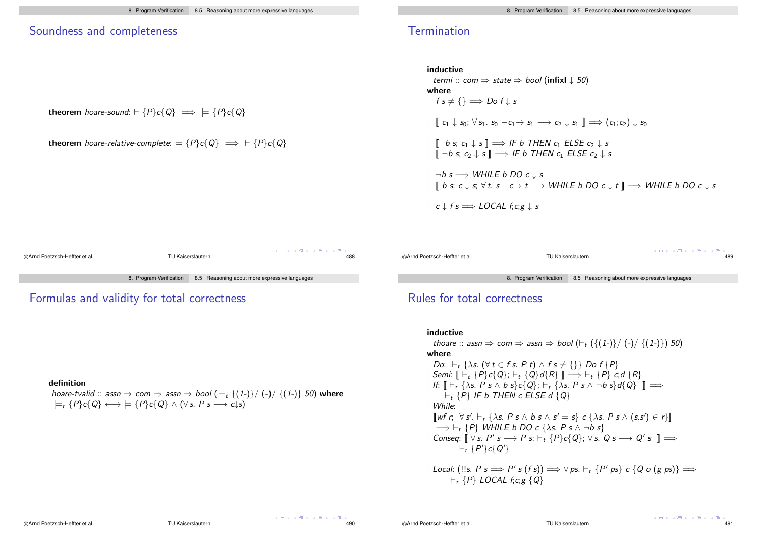## Soundness and completeness

**theorem** *hoare-sound*: $\vdash \{P\}c\{Q\} \implies \models \{P\}c\{Q\}$

**theorem** *hoare-relative-complete*: $\models \{P\}c\{Q\} \implies \vdash \{P\}c\{Q\}$

## Termination

**inductive**
*termi* :: *com* ⇒ *state* ⇒ *bool* (**infixl** ↓ *50*)
**where**

$f\ s \neq \{\} \implies Do\ f \downarrow s$

| $[\![\ c_1 \downarrow s_0;\ \forall\, s_1.\ s_0\ -c_1\rightarrow\ s_1 \longrightarrow c_2 \downarrow s_1\ ]\!] \implies (c_1;c_2) \downarrow s_0$

| $[\![\ \ b\ s;\ c_1 \downarrow s\ ]\!] \implies IF\ b\ THEN\ c_1\ ELSE\ c_2 \downarrow s$
| $[\![\ \neg b\ s;\ c_2 \downarrow s\ ]\!] \implies IF\ b\ THEN\ c_1\ ELSE\ c_2 \downarrow s$

| $\neg b\ s \implies WHILE\ b\ DO\ c \downarrow s$
| $[\![\ b\ s;\ c \downarrow s;\ \forall\, t.\ s\ -c\rightarrow\ t \longrightarrow WHILE\ b\ DO\ c \downarrow t\ ]\!] \implies WHILE\ b\ DO\ c \downarrow s$

| $c \downarrow f\ s \implies LOCAL\ f;c;g \downarrow s$

## Formulas and validity for total correctness

**definition**
*hoare-tvalid* :: *assn* ⇒ *com* ⇒ *assn* ⇒ *bool* ($\models_t$ {(*1*-)}/ (-)/ {(*1*-)} *50*) **where**
$\models_t \{P\}c\{Q\} \longleftrightarrow\ \models \{P\}c\{Q\} \wedge (\forall\, s.\ P\ s \longrightarrow c{\downarrow}s)$

## Rules for total correctness

**inductive**
*thoare* :: *assn* ⇒ *com* ⇒ *assn* ⇒ *bool* ($\vdash_t$ ({(*1*-)}/ (-)/ {(*1*-)}) *50*)
**where**

*Do*: $\vdash_t \{\lambda s.\ (\forall\, t \in f\ s.\ P\ t) \wedge f\ s \neq \{\}\}\ Do\ f\ \{P\}$
| *Semi*: $[\![\ \vdash_t \{P\}c\{Q\};\ \vdash_t \{Q\}d\{R\}\ ]\!] \implies\ \vdash_t \{P\}\ c;d\ \{R\}$
| *If*: $[\![\ \vdash_t \{\lambda s.\ P\ s \wedge b\ s\}c\{Q\};\ \vdash_t \{\lambda s.\ P\ s \wedge \neg b\ s\}d\{Q\}\ \ ]\!] \implies$
$\vdash_t \{P\}\ IF\ b\ THEN\ c\ ELSE\ d\ \{Q\}$
| *While*:
$[\![wf\ r;\ \ \forall\, s'.\ \vdash_t \{\lambda s.\ P\ s \wedge b\ s \wedge s' = s\}\ c\ \{\lambda s.\ P\ s \wedge (s,s') \in r\}]\!]$
$\implies\ \vdash_t \{P\}\ WHILE\ b\ DO\ c\ \{\lambda s.\ P\ s \wedge \neg b\ s\}$
| *Conseq*: $[\![\ \forall\, s.\ P'\ s \longrightarrow P\ s;\ \vdash_t \{P\}c\{Q\};\ \forall\, s.\ Q\ s \longrightarrow Q'\ s\ \ ]\!] \implies$
$\vdash_t \{P'\}c\{Q'\}$

| *Local*: $(!!s.\ P\ s \implies P'\ s\ (f\ s)) \implies \forall\, ps.\ \vdash_t \{P'\ ps\}\ c\ \{Q\ o\ (g\ ps)\} \implies$
$\vdash_t \{P\}\ LOCAL\ f;c;g\ \{Q\}$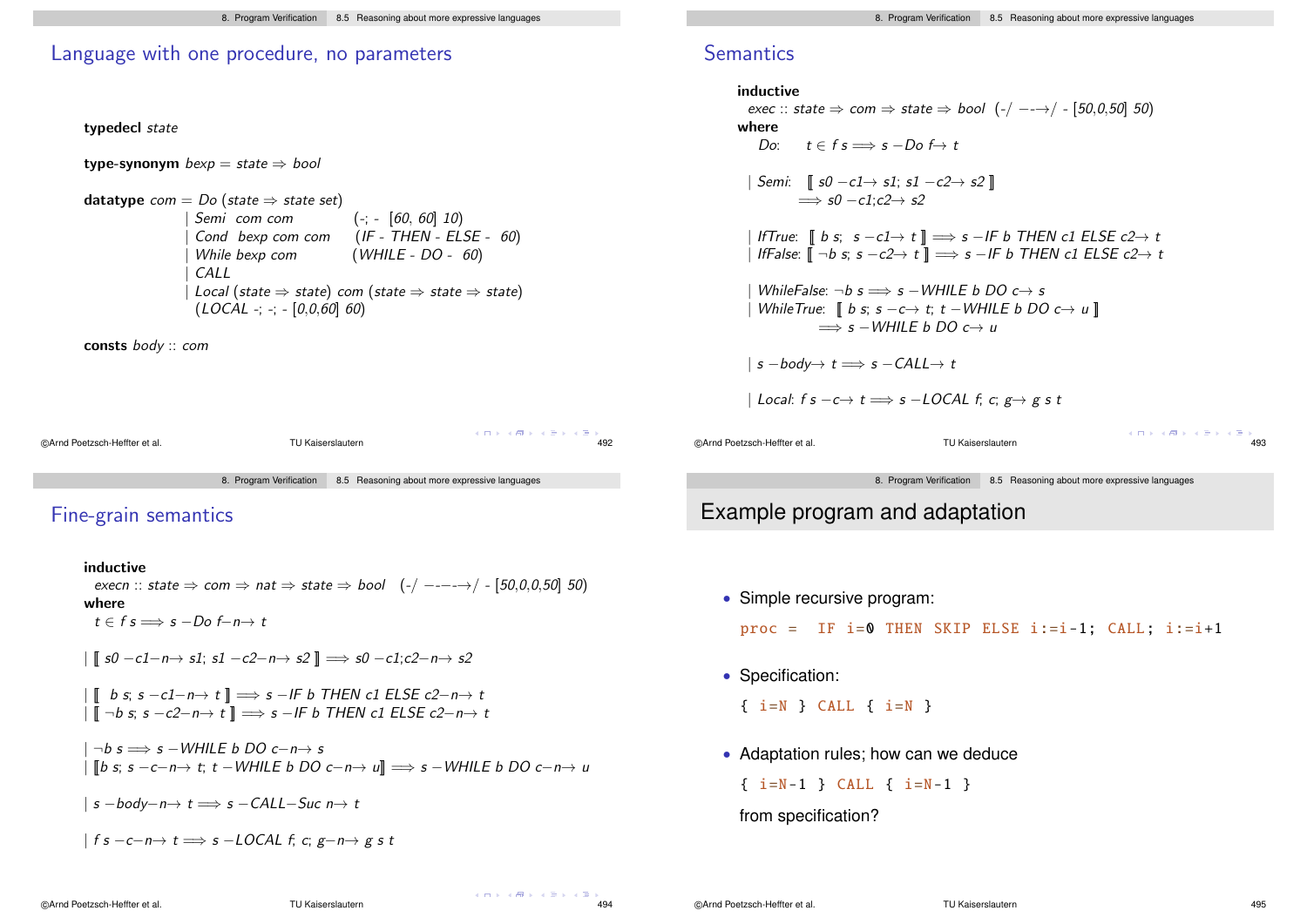## Language with one procedure, no parameters

```
typedecl state

type-synonym bexp = state ⇒ bool

datatype com = Do (state ⇒ state set)
             | Semi  com com            (-; -  [60, 60] 10)
             | Cond  bexp com com       (IF - THEN - ELSE -  60)
             | While bexp com           (WHILE - DO -  60)
             | CALL
             | Local (state ⇒ state) com (state ⇒ state ⇒ state)
               (LOCAL -; -; - [0,0,60] 60)

consts body :: com
```

## Semantics

```
inductive
  exec :: state ⇒ com ⇒ state ⇒ bool  (-/ −-→/ - [50,0,50] 50)
where
  Do:     t ∈ f s ⟹ s −Do f→ t

| Semi:   ⟦ s0 −c1→ s1; s1 −c2→ s2 ⟧
          ⟹ s0 −c1;c2→ s2

| IfTrue:  ⟦ b s;  s −c1→ t ⟧ ⟹ s −IF b THEN c1 ELSE c2→ t
| IfFalse: ⟦ ¬b s; s −c2→ t ⟧ ⟹ s −IF b THEN c1 ELSE c2→ t

| WhileFalse: ¬b s ⟹ s −WHILE b DO c→ s
| WhileTrue:  ⟦ b s; s −c→ t; t −WHILE b DO c→ u ⟧
              ⟹ s −WHILE b DO c→ u

| s −body→ t ⟹ s −CALL→ t

| Local: f s −c→ t ⟹ s −LOCAL f; c; g→ g s t
```

## Fine-grain semantics

```
inductive
  execn :: state ⇒ com ⇒ nat ⇒ state ⇒ bool   (-/ −-−-→/ - [50,0,0,50] 50)
where
  t ∈ f s ⟹ s −Do f−n→ t

| ⟦ s0 −c1−n→ s1; s1 −c2−n→ s2 ⟧ ⟹ s0 −c1;c2−n→ s2

| ⟦  b s; s −c1−n→ t ⟧ ⟹ s −IF b THEN c1 ELSE c2−n→ t
| ⟦ ¬b s; s −c2−n→ t ⟧ ⟹ s −IF b THEN c1 ELSE c2−n→ t

| ¬b s ⟹ s −WHILE b DO c−n→ s
| ⟦b s; s −c−n→ t; t −WHILE b DO c−n→ u⟧ ⟹ s −WHILE b DO c−n→ u

| s −body−n→ t ⟹ s −CALL−Suc n→ t

| f s −c−n→ t ⟹ s −LOCAL f; c; g−n→ g s t
```

## Example program and adaptation

- Simple recursive program:

  ```
  proc =  IF i=0 THEN SKIP ELSE i:=i-1; CALL; i:=i+1
  ```

- Specification:

  ```
  { i=N } CALL { i=N }
  ```

- Adaptation rules; how can we deduce

  ```
  { i=N-1 } CALL { i=N-1 }
  ```

  from specification?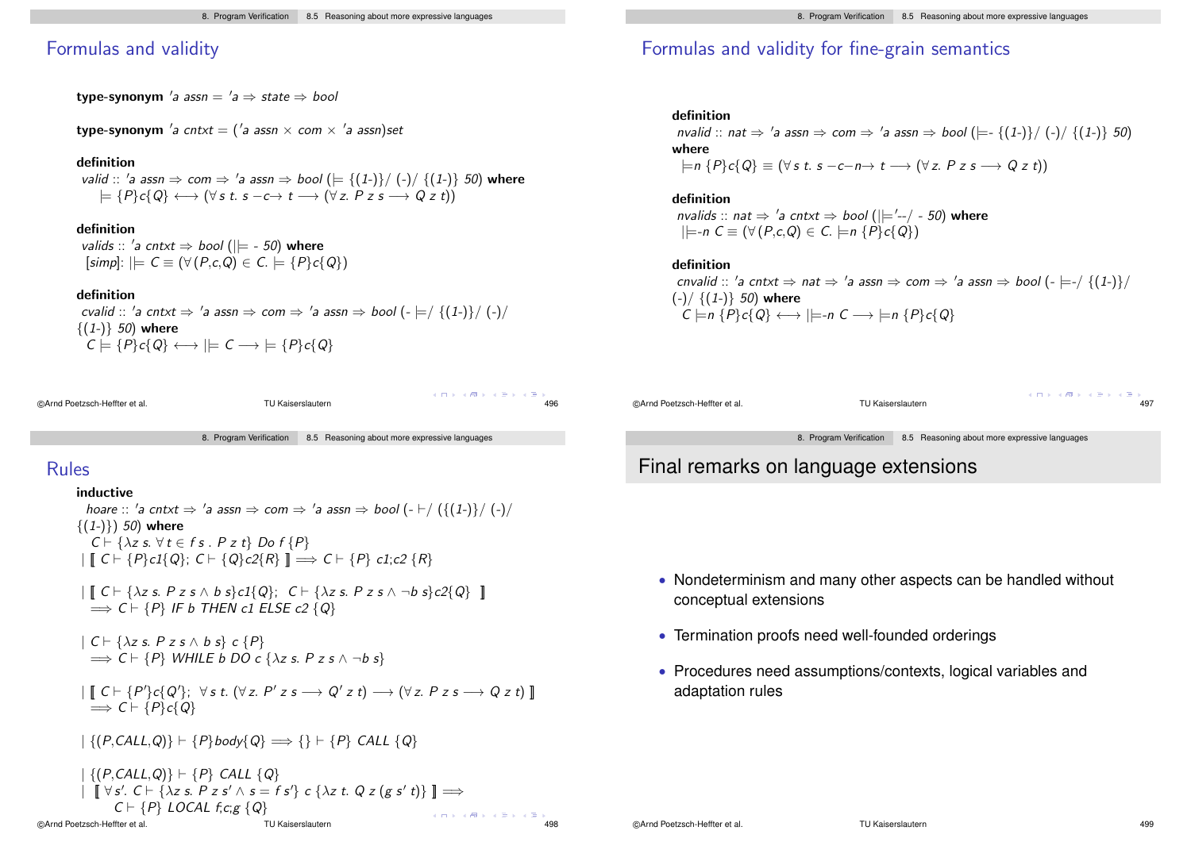## Formulas and validity

**type-synonym** $'a\ assn = {'a} \Rightarrow state \Rightarrow bool$

**type-synonym** $'a\ cntxt = ({'a}\ assn \times com \times {'a}\ assn)set$

**definition**
$valid :: {'a}\ assn \Rightarrow com \Rightarrow {'a}\ assn \Rightarrow bool$ ($\models$ {(1-)}/ (-)/ {(1-)} 50) **where**
$\models \{P\}c\{Q\} \longleftrightarrow (\forall s\ t.\ s -c\rightarrow t \longrightarrow (\forall z.\ P\ z\ s \longrightarrow Q\ z\ t))$

**definition**
$valids :: {'a}\ cntxt \Rightarrow bool$ ($||\models$ - 50) **where**
[*simp*]: $||\models C \equiv (\forall (P,c,Q) \in C.\ \models \{P\}c\{Q\})$

**definition**
$cvalid :: {'a}\ cntxt \Rightarrow {'a}\ assn \Rightarrow com \Rightarrow {'a}\ assn \Rightarrow bool$ (- $\models$/ {(1-)}/ (-)/ {(1-)} 50) **where**
$C \models \{P\}c\{Q\} \longleftrightarrow ||\models C \longrightarrow \models \{P\}c\{Q\}$

## Formulas and validity for fine-grain semantics

**definition**
$nvalid :: nat \Rightarrow {'a}\ assn \Rightarrow com \Rightarrow {'a}\ assn \Rightarrow bool$ ($\models$- {(1-)}/ (-)/ {(1-)} 50)
**where**
$\models n\ \{P\}c\{Q\} \equiv (\forall s\ t.\ s -c-n\rightarrow t \longrightarrow (\forall z.\ P\ z\ s \longrightarrow Q\ z\ t))$

**definition**
$nvalids :: nat \Rightarrow {'a}\ cntxt \Rightarrow bool$ ($||\models$'--/ - 50) **where**
$||\models$-$n\ C \equiv (\forall (P,c,Q) \in C.\ \models n\ \{P\}c\{Q\})$

**definition**
$cnvalid :: {'a}\ cntxt \Rightarrow nat \Rightarrow {'a}\ assn \Rightarrow com \Rightarrow {'a}\ assn \Rightarrow bool$ (- $\models$-/ {(1-)}/ (-)/ {(1-)} 50) **where**
$C \models n\ \{P\}c\{Q\} \longleftrightarrow ||\models$-$n\ C \longrightarrow \models n\ \{P\}c\{Q\}$

## Rules

**inductive**
$hoare :: {'a}\ cntxt \Rightarrow {'a}\ assn \Rightarrow com \Rightarrow {'a}\ assn \Rightarrow bool$ (- $\vdash$/ ({(1-)}/ (-)/ {(1-)}) 50) **where**

$C \vdash \{\lambda z\ s.\ \forall t \in f\ s\ .\ P\ z\ t\}\ Do\ f\ \{P\}$

$|\ [\![\ C \vdash \{P\}c1\{Q\};\ C \vdash \{Q\}c2\{R\}\ ]\!] \Longrightarrow C \vdash \{P\}\ c1;c2\ \{R\}$

$|\ [\![\ C \vdash \{\lambda z\ s.\ P\ z\ s \wedge b\ s\}c1\{Q\};\ \ C \vdash \{\lambda z\ s.\ P\ z\ s \wedge \neg b\ s\}c2\{Q\}\ \ ]\!]$
$\Longrightarrow C \vdash \{P\}\ IF\ b\ THEN\ c1\ ELSE\ c2\ \{Q\}$

$|\ C \vdash \{\lambda z\ s.\ P\ z\ s \wedge b\ s\}\ c\ \{P\}$
$\Longrightarrow C \vdash \{P\}\ WHILE\ b\ DO\ c\ \{\lambda z\ s.\ P\ z\ s \wedge \neg b\ s\}$

$|\ [\![\ C \vdash \{P'\}c\{Q'\};\ \ \forall s\ t.\ (\forall z.\ P'\ z\ s \longrightarrow Q'\ z\ t) \longrightarrow (\forall z.\ P\ z\ s \longrightarrow Q\ z\ t)\ ]\!]$
$\Longrightarrow C \vdash \{P\}c\{Q\}$

$|\ \{(P,CALL,Q)\} \vdash \{P\}body\{Q\} \Longrightarrow \{\} \vdash \{P\}\ CALL\ \{Q\}$

$|\ \{(P,CALL,Q)\} \vdash \{P\}\ CALL\ \{Q\}$

$|\ \ [\![\ \forall s'.\ C \vdash \{\lambda z\ s.\ P\ z\ s' \wedge s = f\ s'\}\ c\ \{\lambda z\ t.\ Q\ z\ (g\ s'\ t)\}\ ]\!] \Longrightarrow$
$C \vdash \{P\}\ LOCAL\ f;c;g\ \{Q\}$

## Final remarks on language extensions

- Nondeterminism and many other aspects can be handled without conceptual extensions
- Termination proofs need well-founded orderings
- Procedures need assumptions/contexts, logical variables and adaptation rules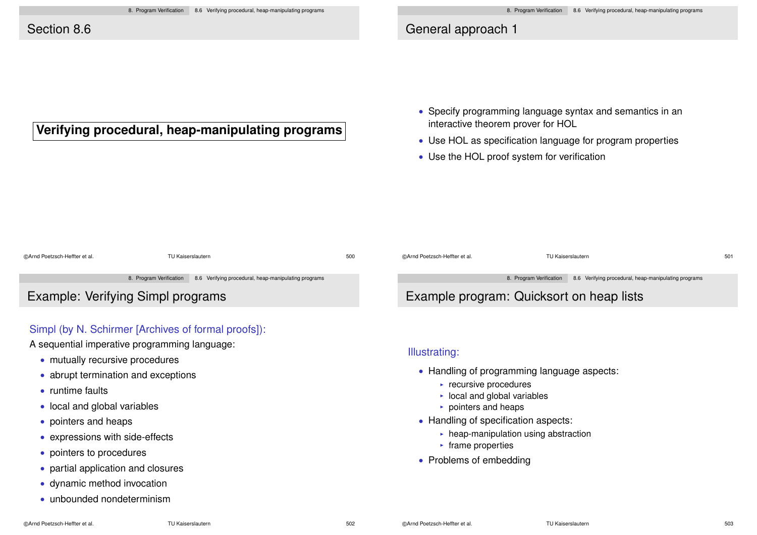## Section 8.6

**Verifying procedural, heap-manipulating programs**

## General approach 1

- Specify programming language syntax and semantics in an interactive theorem prover for HOL
- Use HOL as specification language for program properties
- Use the HOL proof system for verification

## Example: Verifying Simpl programs

Simpl (by N. Schirmer [Archives of formal proofs]):

A sequential imperative programming language:

- mutually recursive procedures
- abrupt termination and exceptions
- runtime faults
- local and global variables
- pointers and heaps
- expressions with side-effects
- pointers to procedures
- partial application and closures
- dynamic method invocation
- unbounded nondeterminism

## Example program: Quicksort on heap lists

Illustrating:

- Handling of programming language aspects:
  - recursive procedures
  - local and global variables
  - pointers and heaps
- Handling of specification aspects:
  - heap-manipulation using abstraction
  - frame properties
- Problems of embedding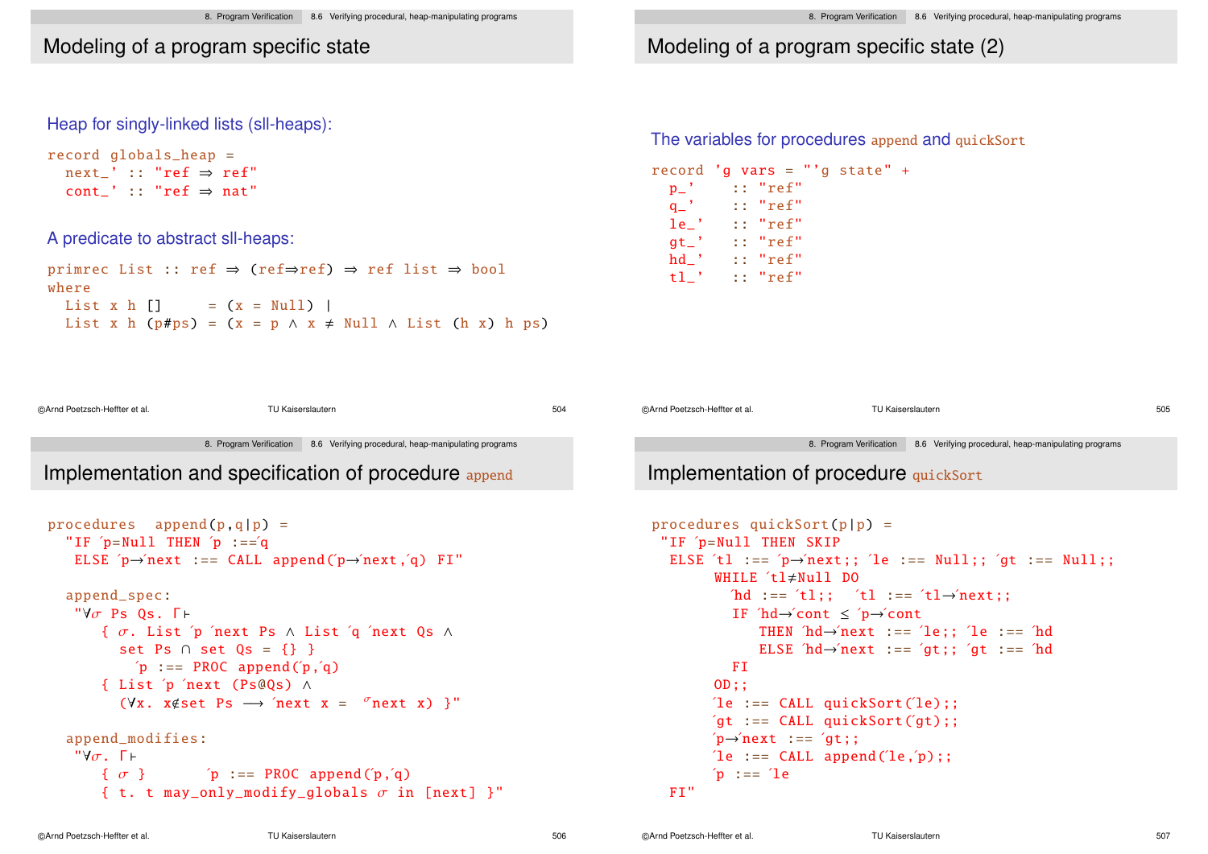## Modeling of a program specific state

Heap for singly-linked lists (sll-heaps):

```
record globals_heap =
  next_' :: "ref ⇒ ref"
  cont_' :: "ref ⇒ nat"
```

A predicate to abstract sll-heaps:

```
primrec List :: ref ⇒ (ref⇒ref) ⇒ ref list ⇒ bool
where
  List x h []     = (x = Null) |
  List x h (p#ps) = (x = p ∧ x ≠ Null ∧ List (h x) h ps)
```

## Modeling of a program specific state (2)

The variables for procedures append and quickSort

```
record 'g vars = "'g state" +
  p_'    :: "ref"
  q_'    :: "ref"
  le_'   :: "ref"
  gt_'   :: "ref"
  hd_'   :: "ref"
  tl_'   :: "ref"
```

## Implementation and specification of procedure append

```
procedures  append(p,q|p) =
  "IF ´p=Null THEN ´p :==´q
   ELSE ´p→´next :== CALL append(´p→´next,´q) FI"

  append_spec:
   "∀σ Ps Qs. Γ⊢
     { σ. List ´p ´next Ps ∧ List ´q ´next Qs ∧
       set Ps ∩ set Qs = {} }
         ´p :== PROC append(´p,´q)
     { List ´p ´next (Ps@Qs) ∧
       (∀x. x∉set Ps ⟶ ´next x =  σnext x) }"

  append_modifies:
   "∀σ. Γ⊢
     { σ }       ´p :== PROC append(´p,´q)
     { t. t may_only_modify_globals σ in [next] }"
```

## Implementation of procedure quickSort

```
procedures quickSort(p|p) =
 "IF ´p=Null THEN SKIP
  ELSE ´tl :== ´p→´next;; ´le :== Null;; ´gt :== Null;;
       WHILE ´tl≠Null DO
         ´hd :== ´tl;;  ´tl :== ´tl→´next;;
         IF ´hd→´cont ≤ ´p→´cont
            THEN ´hd→´next :== ´le;; ´le :== ´hd
            ELSE ´hd→´next :== ´gt;; ´gt :== ´hd
         FI
       OD;;
       ´le :== CALL quickSort(´le);;
       ´gt :== CALL quickSort(´gt);;
       ´p→´next :== ´gt;;
       ´le :== CALL append(´le,´p);;
       ´p :== ´le
  FI"
```